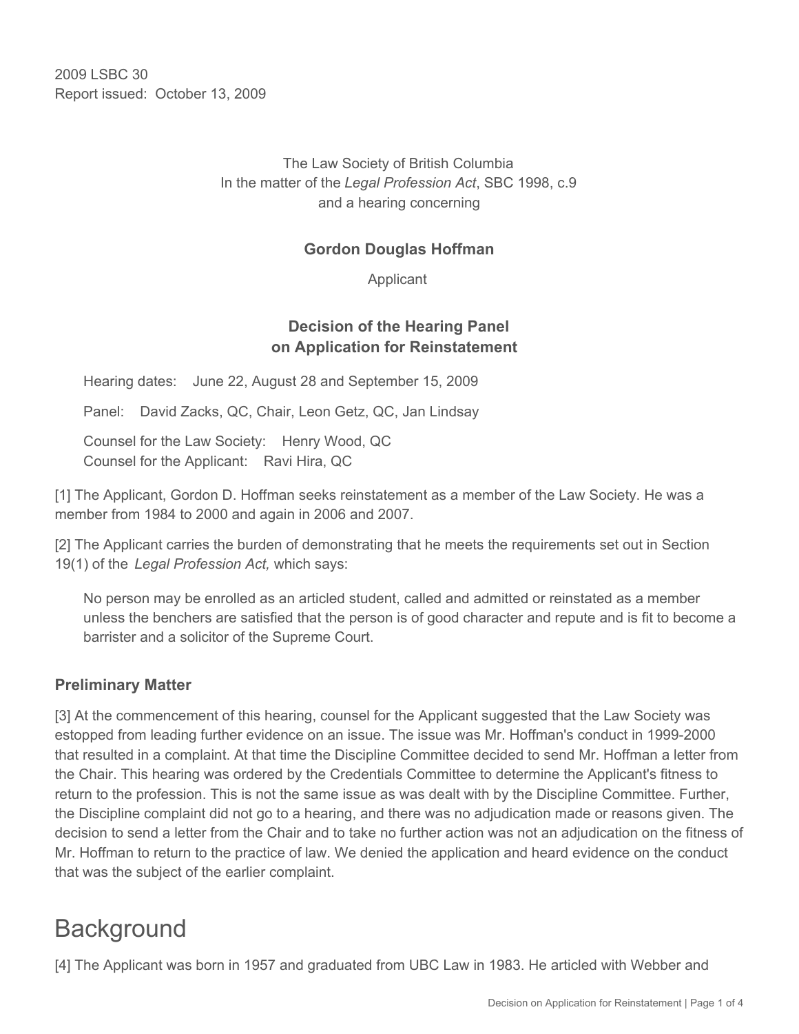2009 LSBC 30
Report issued: October 13, 2009

The Law Society of British Columbia
In the matter of the *Legal Profession Act*, SBC 1998, c.9
and a hearing concerning

**Gordon Douglas Hoffman**

Applicant

**Decision of the Hearing Panel on Application for Reinstatement**

Hearing dates: June 22, August 28 and September 15, 2009

Panel: David Zacks, QC, Chair, Leon Getz, QC, Jan Lindsay

Counsel for the Law Society: Henry Wood, QC
Counsel for the Applicant: Ravi Hira, QC

[1] The Applicant, Gordon D. Hoffman seeks reinstatement as a member of the Law Society. He was a member from 1984 to 2000 and again in 2006 and 2007.

[2] The Applicant carries the burden of demonstrating that he meets the requirements set out in Section 19(1) of the *Legal Profession Act,* which says:

> No person may be enrolled as an articled student, called and admitted or reinstated as a member unless the benchers are satisfied that the person is of good character and repute and is fit to become a barrister and a solicitor of the Supreme Court.

### Preliminary Matter

[3] At the commencement of this hearing, counsel for the Applicant suggested that the Law Society was estopped from leading further evidence on an issue. The issue was Mr. Hoffman's conduct in 1999-2000 that resulted in a complaint. At that time the Discipline Committee decided to send Mr. Hoffman a letter from the Chair. This hearing was ordered by the Credentials Committee to determine the Applicant's fitness to return to the profession. This is not the same issue as was dealt with by the Discipline Committee. Further, the Discipline complaint did not go to a hearing, and there was no adjudication made or reasons given. The decision to send a letter from the Chair and to take no further action was not an adjudication on the fitness of Mr. Hoffman to return to the practice of law. We denied the application and heard evidence on the conduct that was the subject of the earlier complaint.

# Background

[4] The Applicant was born in 1957 and graduated from UBC Law in 1983. He articled with Webber and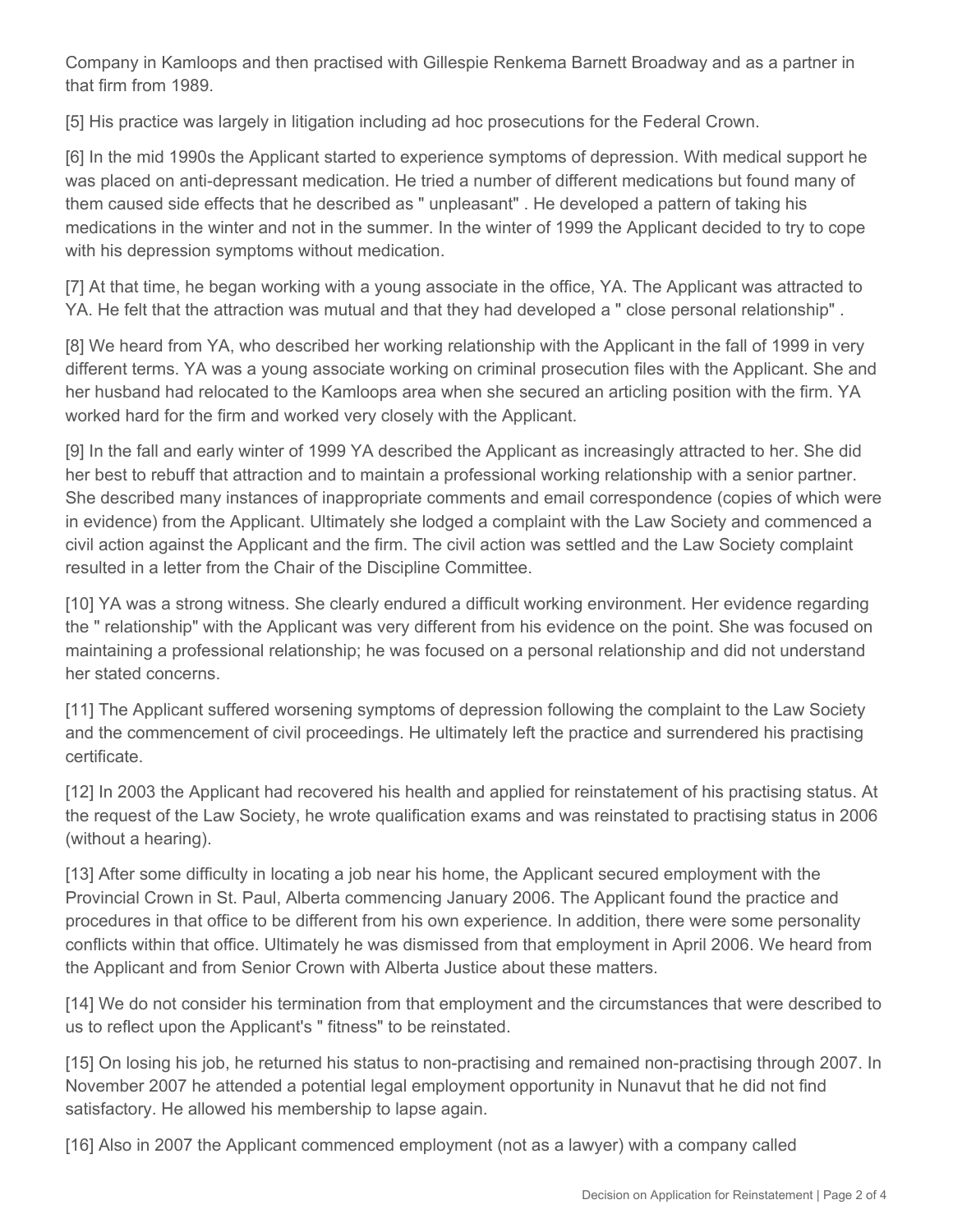Company in Kamloops and then practised with Gillespie Renkema Barnett Broadway and as a partner in that firm from 1989.

[5] His practice was largely in litigation including ad hoc prosecutions for the Federal Crown.

[6] In the mid 1990s the Applicant started to experience symptoms of depression. With medical support he was placed on anti-depressant medication. He tried a number of different medications but found many of them caused side effects that he described as " unpleasant" . He developed a pattern of taking his medications in the winter and not in the summer. In the winter of 1999 the Applicant decided to try to cope with his depression symptoms without medication.

[7] At that time, he began working with a young associate in the office, YA. The Applicant was attracted to YA. He felt that the attraction was mutual and that they had developed a " close personal relationship" .

[8] We heard from YA, who described her working relationship with the Applicant in the fall of 1999 in very different terms. YA was a young associate working on criminal prosecution files with the Applicant. She and her husband had relocated to the Kamloops area when she secured an articling position with the firm. YA worked hard for the firm and worked very closely with the Applicant.

[9] In the fall and early winter of 1999 YA described the Applicant as increasingly attracted to her. She did her best to rebuff that attraction and to maintain a professional working relationship with a senior partner. She described many instances of inappropriate comments and email correspondence (copies of which were in evidence) from the Applicant. Ultimately she lodged a complaint with the Law Society and commenced a civil action against the Applicant and the firm. The civil action was settled and the Law Society complaint resulted in a letter from the Chair of the Discipline Committee.

[10] YA was a strong witness. She clearly endured a difficult working environment. Her evidence regarding the " relationship" with the Applicant was very different from his evidence on the point. She was focused on maintaining a professional relationship; he was focused on a personal relationship and did not understand her stated concerns.

[11] The Applicant suffered worsening symptoms of depression following the complaint to the Law Society and the commencement of civil proceedings. He ultimately left the practice and surrendered his practising certificate.

[12] In 2003 the Applicant had recovered his health and applied for reinstatement of his practising status. At the request of the Law Society, he wrote qualification exams and was reinstated to practising status in 2006 (without a hearing).

[13] After some difficulty in locating a job near his home, the Applicant secured employment with the Provincial Crown in St. Paul, Alberta commencing January 2006. The Applicant found the practice and procedures in that office to be different from his own experience. In addition, there were some personality conflicts within that office. Ultimately he was dismissed from that employment in April 2006. We heard from the Applicant and from Senior Crown with Alberta Justice about these matters.

[14] We do not consider his termination from that employment and the circumstances that were described to us to reflect upon the Applicant's " fitness" to be reinstated.

[15] On losing his job, he returned his status to non-practising and remained non-practising through 2007. In November 2007 he attended a potential legal employment opportunity in Nunavut that he did not find satisfactory. He allowed his membership to lapse again.

[16] Also in 2007 the Applicant commenced employment (not as a lawyer) with a company called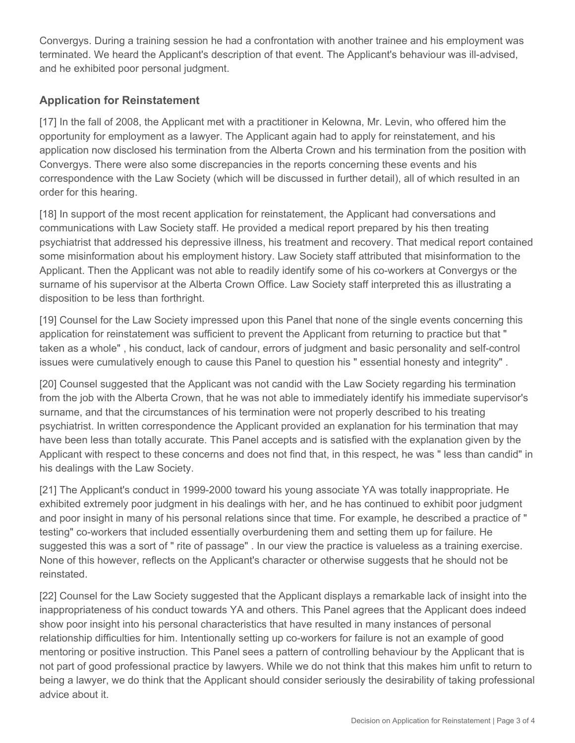Convergys. During a training session he had a confrontation with another trainee and his employment was terminated. We heard the Applicant's description of that event. The Applicant's behaviour was ill-advised, and he exhibited poor personal judgment.

## Application for Reinstatement

[17] In the fall of 2008, the Applicant met with a practitioner in Kelowna, Mr. Levin, who offered him the opportunity for employment as a lawyer. The Applicant again had to apply for reinstatement, and his application now disclosed his termination from the Alberta Crown and his termination from the position with Convergys. There were also some discrepancies in the reports concerning these events and his correspondence with the Law Society (which will be discussed in further detail), all of which resulted in an order for this hearing.

[18] In support of the most recent application for reinstatement, the Applicant had conversations and communications with Law Society staff. He provided a medical report prepared by his then treating psychiatrist that addressed his depressive illness, his treatment and recovery. That medical report contained some misinformation about his employment history. Law Society staff attributed that misinformation to the Applicant. Then the Applicant was not able to readily identify some of his co-workers at Convergys or the surname of his supervisor at the Alberta Crown Office. Law Society staff interpreted this as illustrating a disposition to be less than forthright.

[19] Counsel for the Law Society impressed upon this Panel that none of the single events concerning this application for reinstatement was sufficient to prevent the Applicant from returning to practice but that " taken as a whole" , his conduct, lack of candour, errors of judgment and basic personality and self-control issues were cumulatively enough to cause this Panel to question his " essential honesty and integrity" .

[20] Counsel suggested that the Applicant was not candid with the Law Society regarding his termination from the job with the Alberta Crown, that he was not able to immediately identify his immediate supervisor's surname, and that the circumstances of his termination were not properly described to his treating psychiatrist. In written correspondence the Applicant provided an explanation for his termination that may have been less than totally accurate. This Panel accepts and is satisfied with the explanation given by the Applicant with respect to these concerns and does not find that, in this respect, he was " less than candid" in his dealings with the Law Society.

[21] The Applicant's conduct in 1999-2000 toward his young associate YA was totally inappropriate. He exhibited extremely poor judgment in his dealings with her, and he has continued to exhibit poor judgment and poor insight in many of his personal relations since that time. For example, he described a practice of " testing" co-workers that included essentially overburdening them and setting them up for failure. He suggested this was a sort of " rite of passage" . In our view the practice is valueless as a training exercise. None of this however, reflects on the Applicant's character or otherwise suggests that he should not be reinstated.

[22] Counsel for the Law Society suggested that the Applicant displays a remarkable lack of insight into the inappropriateness of his conduct towards YA and others. This Panel agrees that the Applicant does indeed show poor insight into his personal characteristics that have resulted in many instances of personal relationship difficulties for him. Intentionally setting up co-workers for failure is not an example of good mentoring or positive instruction. This Panel sees a pattern of controlling behaviour by the Applicant that is not part of good professional practice by lawyers. While we do not think that this makes him unfit to return to being a lawyer, we do think that the Applicant should consider seriously the desirability of taking professional advice about it.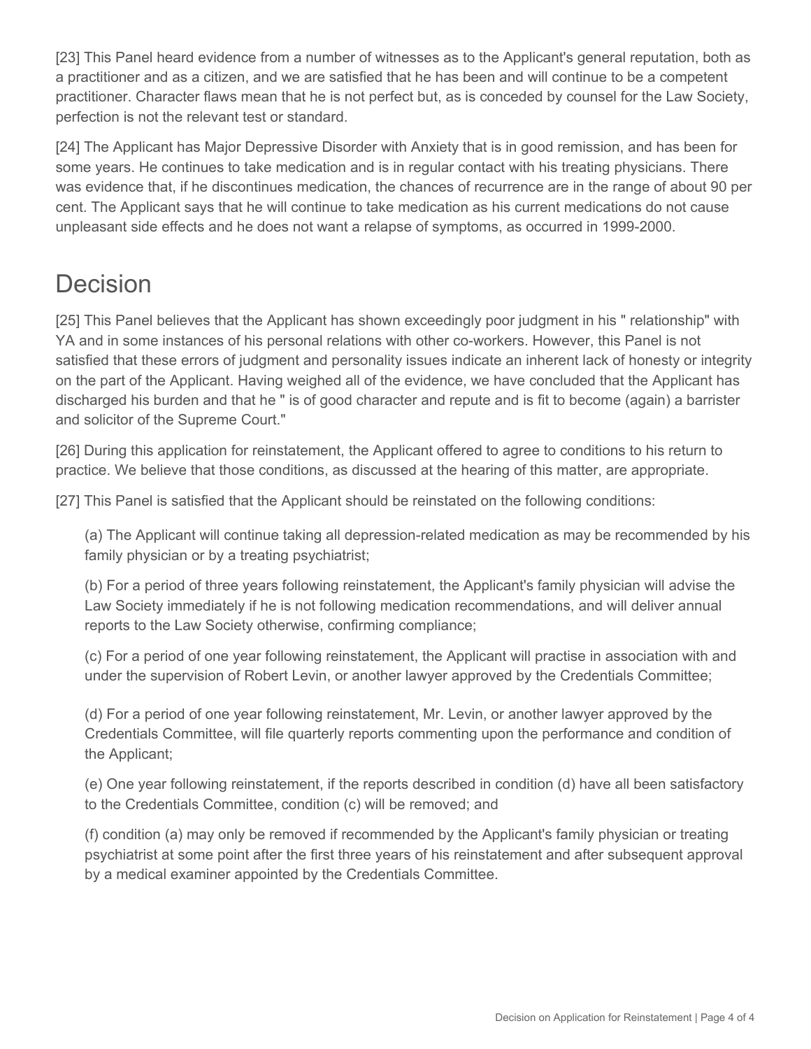[23] This Panel heard evidence from a number of witnesses as to the Applicant's general reputation, both as a practitioner and as a citizen, and we are satisfied that he has been and will continue to be a competent practitioner. Character flaws mean that he is not perfect but, as is conceded by counsel for the Law Society, perfection is not the relevant test or standard.

[24] The Applicant has Major Depressive Disorder with Anxiety that is in good remission, and has been for some years. He continues to take medication and is in regular contact with his treating physicians. There was evidence that, if he discontinues medication, the chances of recurrence are in the range of about 90 per cent. The Applicant says that he will continue to take medication as his current medications do not cause unpleasant side effects and he does not want a relapse of symptoms, as occurred in 1999-2000.

# Decision

[25] This Panel believes that the Applicant has shown exceedingly poor judgment in his " relationship" with YA and in some instances of his personal relations with other co-workers. However, this Panel is not satisfied that these errors of judgment and personality issues indicate an inherent lack of honesty or integrity on the part of the Applicant. Having weighed all of the evidence, we have concluded that the Applicant has discharged his burden and that he " is of good character and repute and is fit to become (again) a barrister and solicitor of the Supreme Court."

[26] During this application for reinstatement, the Applicant offered to agree to conditions to his return to practice. We believe that those conditions, as discussed at the hearing of this matter, are appropriate.

[27] This Panel is satisfied that the Applicant should be reinstated on the following conditions:

(a) The Applicant will continue taking all depression-related medication as may be recommended by his family physician or by a treating psychiatrist;

(b) For a period of three years following reinstatement, the Applicant's family physician will advise the Law Society immediately if he is not following medication recommendations, and will deliver annual reports to the Law Society otherwise, confirming compliance;

(c) For a period of one year following reinstatement, the Applicant will practise in association with and under the supervision of Robert Levin, or another lawyer approved by the Credentials Committee;

(d) For a period of one year following reinstatement, Mr. Levin, or another lawyer approved by the Credentials Committee, will file quarterly reports commenting upon the performance and condition of the Applicant;

(e) One year following reinstatement, if the reports described in condition (d) have all been satisfactory to the Credentials Committee, condition (c) will be removed; and

(f) condition (a) may only be removed if recommended by the Applicant's family physician or treating psychiatrist at some point after the first three years of his reinstatement and after subsequent approval by a medical examiner appointed by the Credentials Committee.